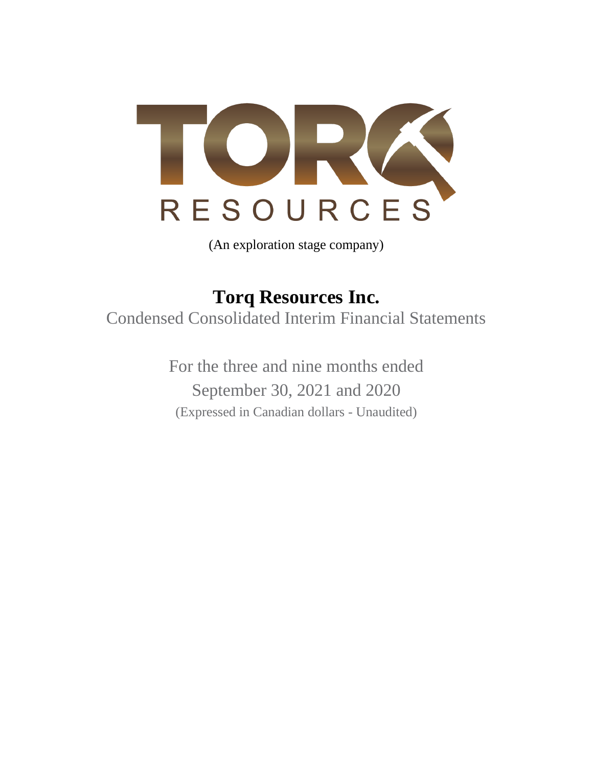TORQ RESOURCES

(An exploration stage company)

# Torq Resources Inc.

Condensed Consolidated Interim Financial Statements

For the three and nine months ended

September 30, 2021 and 2020

(Expressed in Canadian dollars - Unaudited)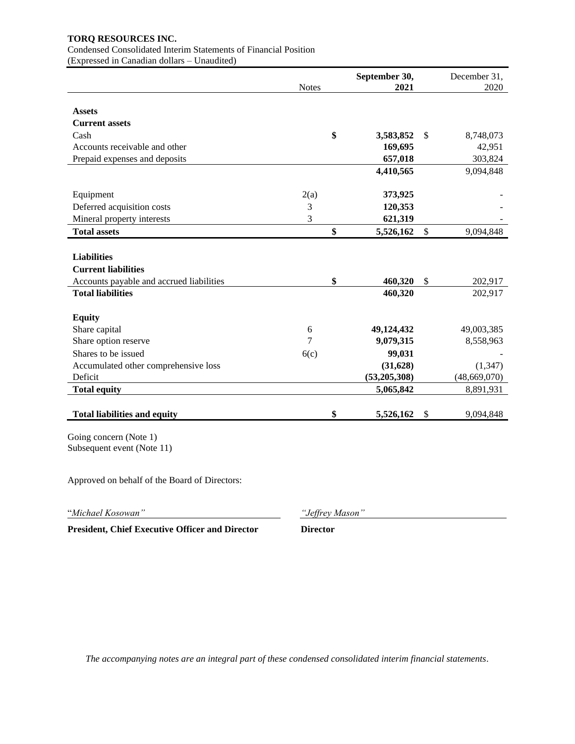**TORQ RESOURCES INC.**
Condensed Consolidated Interim Statements of Financial Position
(Expressed in Canadian dollars – Unaudited)

| | Notes | September 30, 2021 | December 31, 2020 |
|---|---|---|---|
| **Assets** | | | |
| **Current assets** | | | |
| Cash | | $ 3,583,852 | $ 8,748,073 |
| Accounts receivable and other | | 169,695 | 42,951 |
| Prepaid expenses and deposits | | 657,018 | 303,824 |
| | | 4,410,565 | 9,094,848 |
| Equipment | 2(a) | 373,925 | - |
| Deferred acquisition costs | 3 | 120,353 | - |
| Mineral property interests | 3 | 621,319 | - |
| **Total assets** | | $ 5,526,162 | $ 9,094,848 |
| **Liabilities** | | | |
| **Current liabilities** | | | |
| Accounts payable and accrued liabilities | | $ 460,320 | $ 202,917 |
| **Total liabilities** | | 460,320 | 202,917 |
| **Equity** | | | |
| Share capital | 6 | 49,124,432 | 49,003,385 |
| Share option reserve | 7 | 9,079,315 | 8,558,963 |
| Shares to be issued | 6(c) | 99,031 | - |
| Accumulated other comprehensive loss | | (31,628) | (1,347) |
| Deficit | | (53,205,308) | (48,669,070) |
| **Total equity** | | 5,065,842 | 8,891,931 |
| **Total liabilities and equity** | | $ 5,526,162 | $ 9,094,848 |

Going concern (Note 1)
Subsequent event (Note 11)

Approved on behalf of the Board of Directors:

"*Michael Kosowan"* — **President, Chief Executive Officer and Director**

*"Jeffrey Mason"* — **Director**

*The accompanying notes are an integral part of these condensed consolidated interim financial statements.*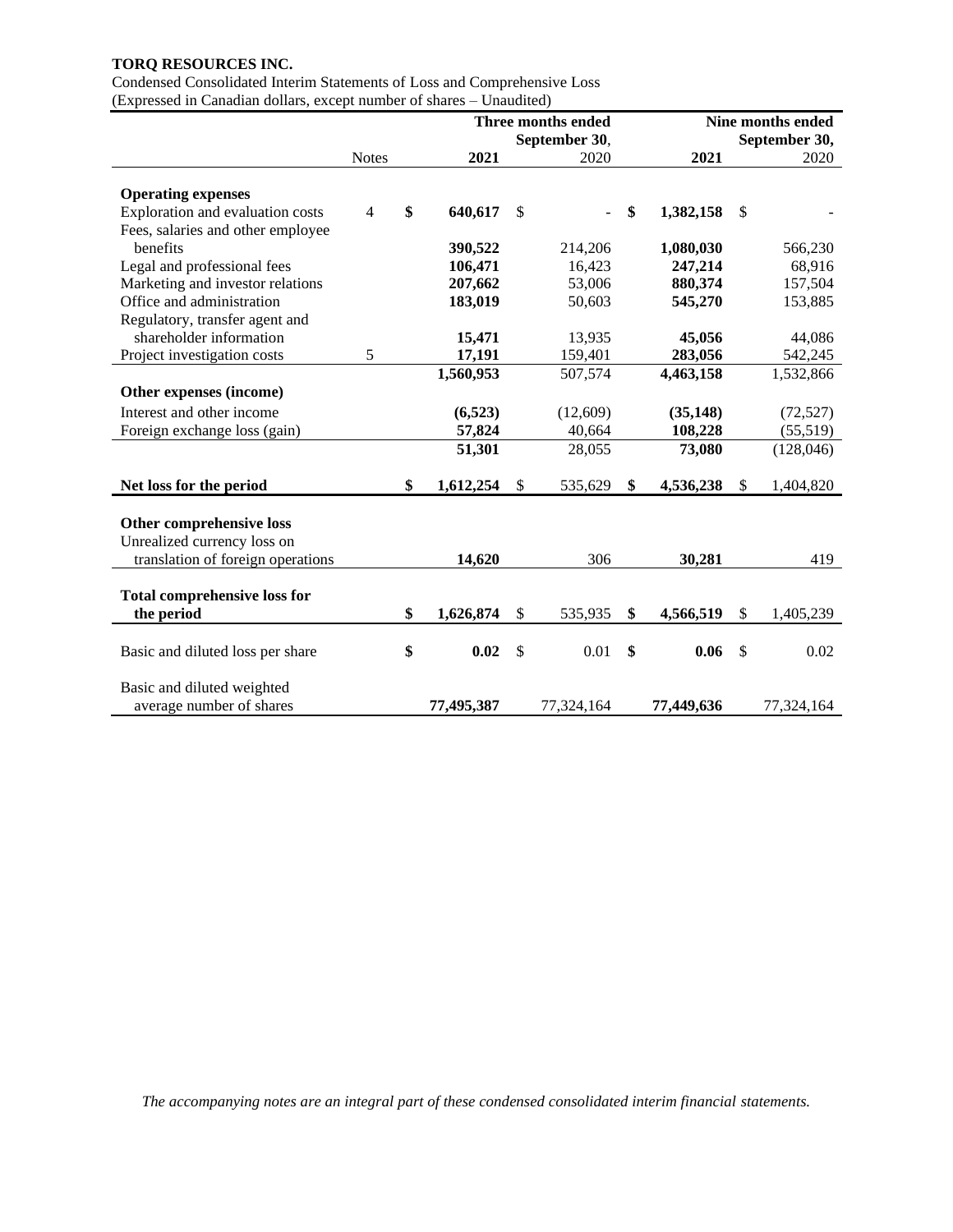**TORQ RESOURCES INC.**

Condensed Consolidated Interim Statements of Loss and Comprehensive Loss
(Expressed in Canadian dollars, except number of shares – Unaudited)

| | Notes | Three months ended September 30, 2021 | Three months ended September 30, 2020 | Nine months ended September 30, 2021 | Nine months ended September 30, 2020 |
|---|---|---|---|---|---|
| **Operating expenses** | | | | | |
| Exploration and evaluation costs | 4 | **$ 640,617** | $ - | **$ 1,382,158** | $ - |
| Fees, salaries and other employee benefits | | **390,522** | 214,206 | **1,080,030** | 566,230 |
| Legal and professional fees | | **106,471** | 16,423 | **247,214** | 68,916 |
| Marketing and investor relations | | **207,662** | 53,006 | **880,374** | 157,504 |
| Office and administration | | **183,019** | 50,603 | **545,270** | 153,885 |
| Regulatory, transfer agent and shareholder information | | **15,471** | 13,935 | **45,056** | 44,086 |
| Project investigation costs | 5 | **17,191** | 159,401 | **283,056** | 542,245 |
| | | **1,560,953** | 507,574 | **4,463,158** | 1,532,866 |
| **Other expenses (income)** | | | | | |
| Interest and other income | | **(6,523)** | (12,609) | **(35,148)** | (72,527) |
| Foreign exchange loss (gain) | | **57,824** | 40,664 | **108,228** | (55,519) |
| | | **51,301** | 28,055 | **73,080** | (128,046) |
| **Net loss for the period** | | **$ 1,612,254** | $ 535,629 | **$ 4,536,238** | $ 1,404,820 |
| **Other comprehensive loss** | | | | | |
| Unrealized currency loss on translation of foreign operations | | **14,620** | 306 | **30,281** | 419 |
| **Total comprehensive loss for the period** | | **$ 1,626,874** | $ 535,935 | **$ 4,566,519** | $ 1,405,239 |
| Basic and diluted loss per share | | **$ 0.02** | $ 0.01 | **$ 0.06** | $ 0.02 |
| Basic and diluted weighted average number of shares | | **77,495,387** | 77,324,164 | **77,449,636** | 77,324,164 |

*The accompanying notes are an integral part of these condensed consolidated interim financial statements.*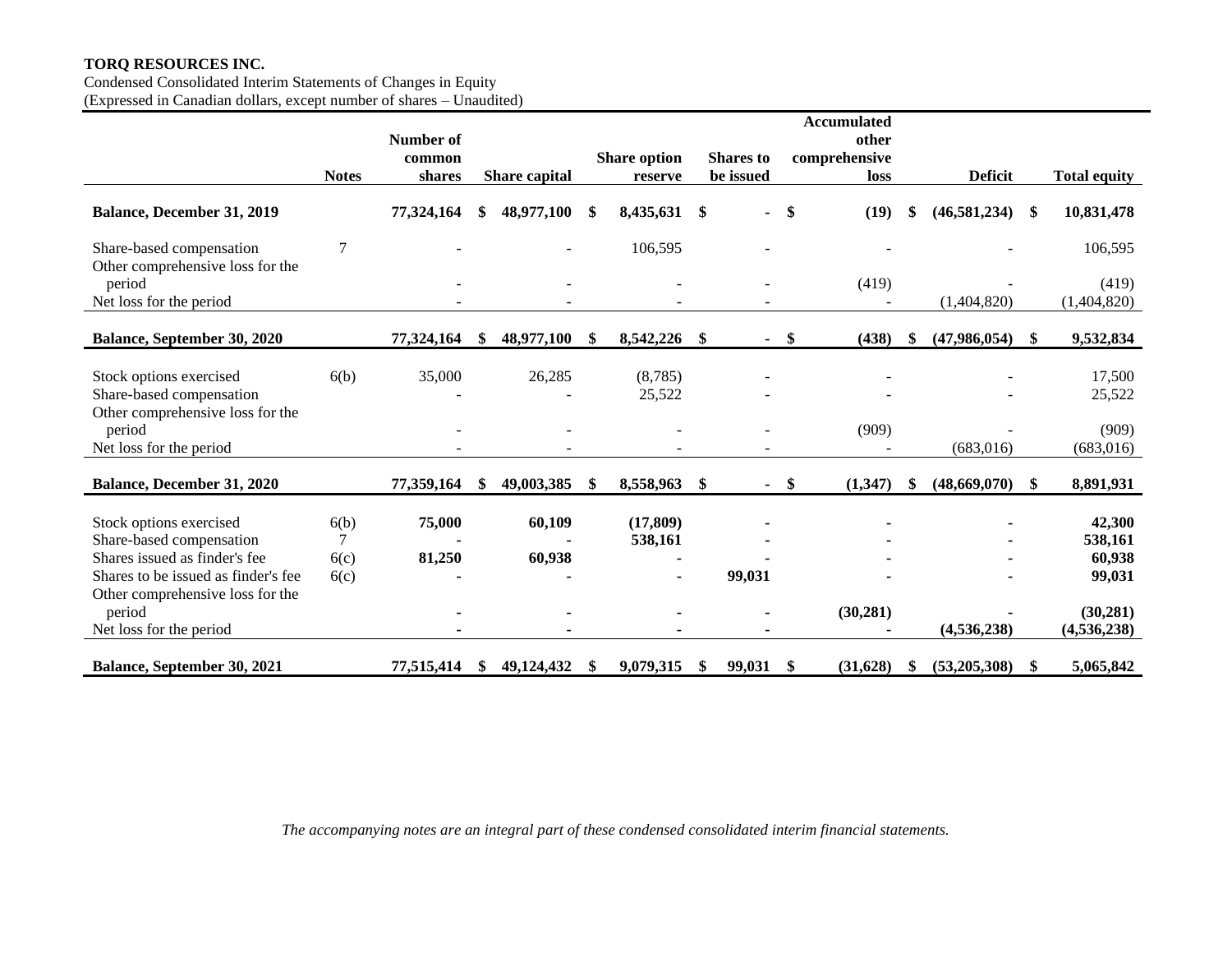**TORQ RESOURCES INC.**

Condensed Consolidated Interim Statements of Changes in Equity
(Expressed in Canadian dollars, except number of shares – Unaudited)

| | Notes | Number of common shares | Share capital | Share option reserve | Shares to be issued | Accumulated other comprehensive loss | Deficit | Total equity |
|---|---|---|---|---|---|---|---|---|
| **Balance, December 31, 2019** | | **77,324,164** | **$ 48,977,100** | **$ 8,435,631** | **$ -** | **$ (19)** | **$ (46,581,234)** | **$ 10,831,478** |
| Share-based compensation | 7 | - | - | 106,595 | - | - | - | 106,595 |
| Other comprehensive loss for the period | | - | - | - | - | (419) | - | (419) |
| Net loss for the period | | - | - | - | - | - | (1,404,820) | (1,404,820) |
| **Balance, September 30, 2020** | | **77,324,164** | **$ 48,977,100** | **$ 8,542,226** | **$ -** | **$ (438)** | **$ (47,986,054)** | **$ 9,532,834** |
| Stock options exercised | 6(b) | 35,000 | 26,285 | (8,785) | - | - | - | 17,500 |
| Share-based compensation | | - | - | 25,522 | - | - | - | 25,522 |
| Other comprehensive loss for the period | | - | - | - | - | (909) | - | (909) |
| Net loss for the period | | - | - | - | - | - | (683,016) | (683,016) |
| **Balance, December 31, 2020** | | **77,359,164** | **$ 49,003,385** | **$ 8,558,963** | **$ -** | **$ (1,347)** | **$ (48,669,070)** | **$ 8,891,931** |
| Stock options exercised | 6(b) | **75,000** | **60,109** | **(17,809)** | **-** | **-** | **-** | **42,300** |
| Share-based compensation | 7 | **-** | **-** | **538,161** | **-** | **-** | **-** | **538,161** |
| Shares issued as finder's fee | 6(c) | **81,250** | **60,938** | **-** | **-** | **-** | **-** | **60,938** |
| Shares to be issued as finder's fee | 6(c) | **-** | **-** | **-** | **99,031** | **-** | **-** | **99,031** |
| Other comprehensive loss for the period | | **-** | **-** | **-** | **-** | **(30,281)** | **-** | **(30,281)** |
| Net loss for the period | | **-** | **-** | **-** | **-** | **-** | **(4,536,238)** | **(4,536,238)** |
| **Balance, September 30, 2021** | | **77,515,414** | **$ 49,124,432** | **$ 9,079,315** | **$ 99,031** | **$ (31,628)** | **$ (53,205,308)** | **$ 5,065,842** |

*The accompanying notes are an integral part of these condensed consolidated interim financial statements.*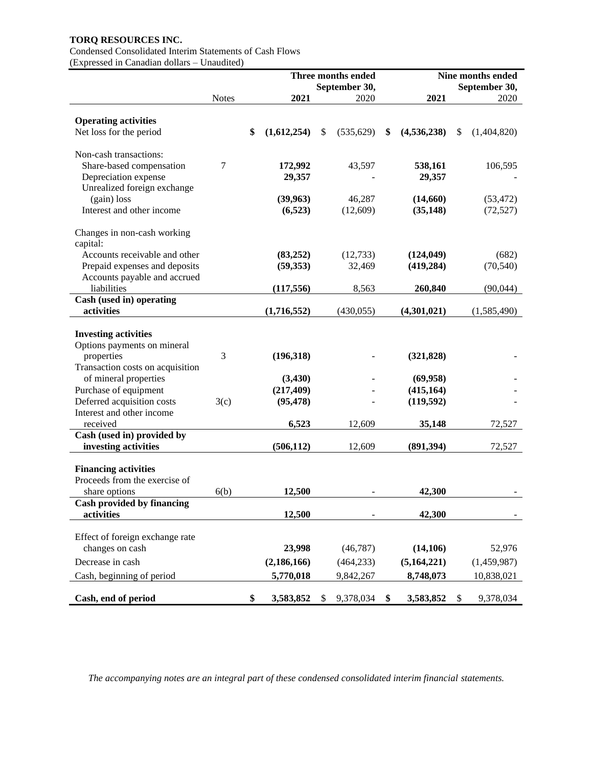**TORQ RESOURCES INC.**

Condensed Consolidated Interim Statements of Cash Flows

(Expressed in Canadian dollars – Unaudited)

| | Notes | Three months ended September 30, 2021 | Three months ended September 30, 2020 | Nine months ended September 30, 2021 | Nine months ended September 30, 2020 |
|---|---|---|---|---|---|
| **Operating activities** | | | | | |
| Net loss for the period | | **$ (1,612,254)** | $ (535,629) | **$ (4,536,238)** | $ (1,404,820) |
| Non-cash transactions: | | | | | |
| Share-based compensation | 7 | **172,992** | 43,597 | **538,161** | 106,595 |
| Depreciation expense | | **29,357** | - | **29,357** | - |
| Unrealized foreign exchange (gain) loss | | **(39,963)** | 46,287 | **(14,660)** | (53,472) |
| Interest and other income | | **(6,523)** | (12,609) | **(35,148)** | (72,527) |
| Changes in non-cash working capital: | | | | | |
| Accounts receivable and other | | **(83,252)** | (12,733) | **(124,049)** | (682) |
| Prepaid expenses and deposits | | **(59,353)** | 32,469 | **(419,284)** | (70,540) |
| Accounts payable and accrued liabilities | | **(117,556)** | 8,563 | **260,840** | (90,044) |
| **Cash (used in) operating activities** | | **(1,716,552)** | (430,055) | **(4,301,021)** | (1,585,490) |
| **Investing activities** | | | | | |
| Options payments on mineral properties | 3 | **(196,318)** | - | **(321,828)** | - |
| Transaction costs on acquisition of mineral properties | | **(3,430)** | - | **(69,958)** | - |
| Purchase of equipment | | **(217,409)** | - | **(415,164)** | - |
| Deferred acquisition costs | 3(c) | **(95,478)** | - | **(119,592)** | - |
| Interest and other income received | | **6,523** | 12,609 | **35,148** | 72,527 |
| **Cash (used in) provided by investing activities** | | **(506,112)** | 12,609 | **(891,394)** | 72,527 |
| **Financing activities** | | | | | |
| Proceeds from the exercise of share options | 6(b) | **12,500** | - | **42,300** | - |
| **Cash provided by financing activities** | | **12,500** | - | **42,300** | - |
| Effect of foreign exchange rate changes on cash | | **23,998** | (46,787) | **(14,106)** | 52,976 |
| Decrease in cash | | **(2,186,166)** | (464,233) | **(5,164,221)** | (1,459,987) |
| Cash, beginning of period | | **5,770,018** | 9,842,267 | **8,748,073** | 10,838,021 |
| **Cash, end of period** | | **$ 3,583,852** | $ 9,378,034 | **$ 3,583,852** | $ 9,378,034 |

*The accompanying notes are an integral part of these condensed consolidated interim financial statements.*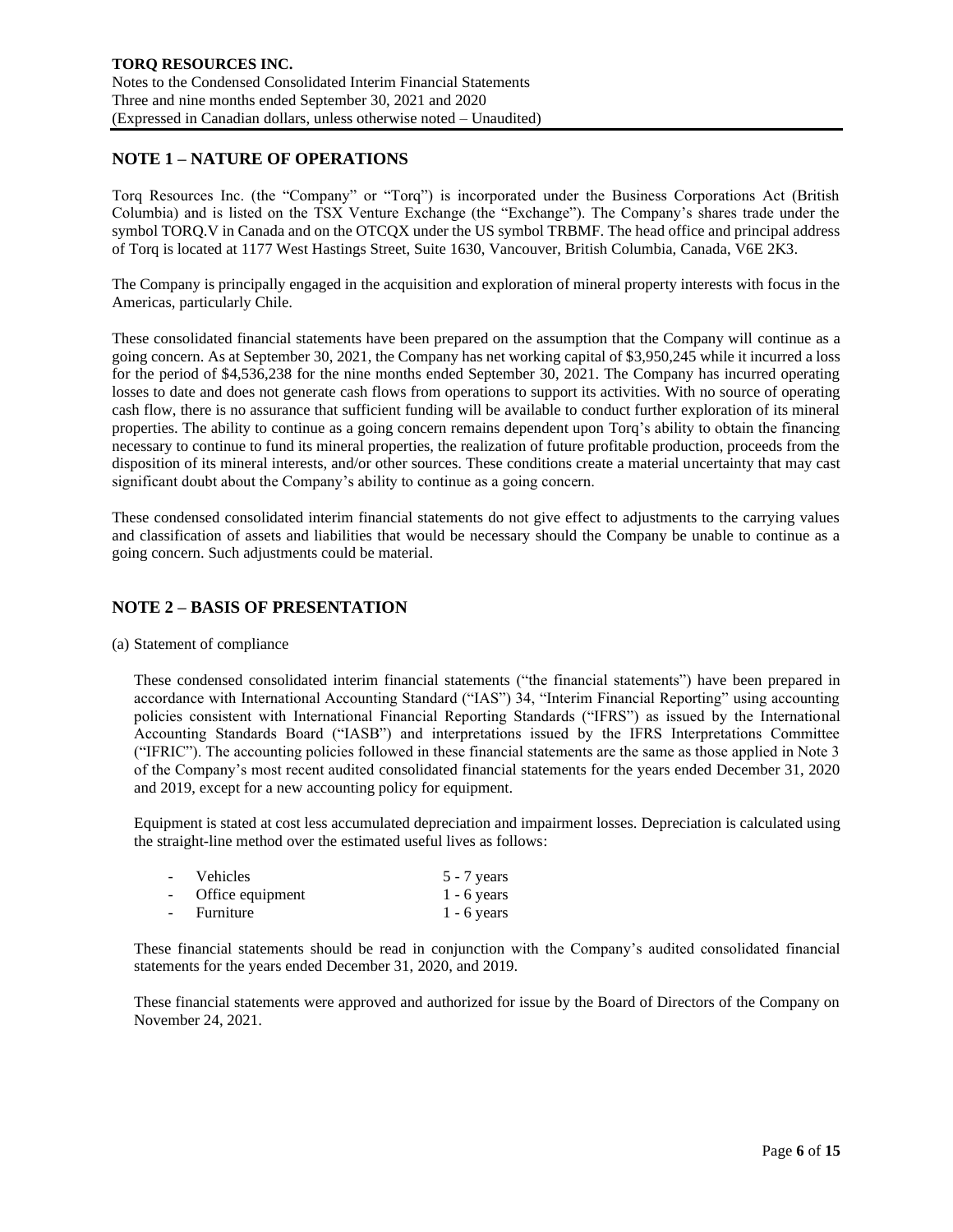## NOTE 1 – NATURE OF OPERATIONS

Torq Resources Inc. (the "Company" or "Torq") is incorporated under the Business Corporations Act (British Columbia) and is listed on the TSX Venture Exchange (the "Exchange"). The Company's shares trade under the symbol TORQ.V in Canada and on the OTCQX under the US symbol TRBMF. The head office and principal address of Torq is located at 1177 West Hastings Street, Suite 1630, Vancouver, British Columbia, Canada, V6E 2K3.

The Company is principally engaged in the acquisition and exploration of mineral property interests with focus in the Americas, particularly Chile.

These consolidated financial statements have been prepared on the assumption that the Company will continue as a going concern. As at September 30, 2021, the Company has net working capital of $3,950,245 while it incurred a loss for the period of $4,536,238 for the nine months ended September 30, 2021. The Company has incurred operating losses to date and does not generate cash flows from operations to support its activities. With no source of operating cash flow, there is no assurance that sufficient funding will be available to conduct further exploration of its mineral properties. The ability to continue as a going concern remains dependent upon Torq's ability to obtain the financing necessary to continue to fund its mineral properties, the realization of future profitable production, proceeds from the disposition of its mineral interests, and/or other sources. These conditions create a material uncertainty that may cast significant doubt about the Company's ability to continue as a going concern.

These condensed consolidated interim financial statements do not give effect to adjustments to the carrying values and classification of assets and liabilities that would be necessary should the Company be unable to continue as a going concern. Such adjustments could be material.

## NOTE 2 – BASIS OF PRESENTATION

(a) Statement of compliance

These condensed consolidated interim financial statements ("the financial statements") have been prepared in accordance with International Accounting Standard ("IAS") 34, "Interim Financial Reporting" using accounting policies consistent with International Financial Reporting Standards ("IFRS") as issued by the International Accounting Standards Board ("IASB") and interpretations issued by the IFRS Interpretations Committee ("IFRIC"). The accounting policies followed in these financial statements are the same as those applied in Note 3 of the Company's most recent audited consolidated financial statements for the years ended December 31, 2020 and 2019, except for a new accounting policy for equipment.

Equipment is stated at cost less accumulated depreciation and impairment losses. Depreciation is calculated using the straight-line method over the estimated useful lives as follows:

| | |
|---|---|
| - Vehicles | 5 - 7 years |
| - Office equipment | 1 - 6 years |
| - Furniture | 1 - 6 years |

These financial statements should be read in conjunction with the Company's audited consolidated financial statements for the years ended December 31, 2020, and 2019.

These financial statements were approved and authorized for issue by the Board of Directors of the Company on November 24, 2021.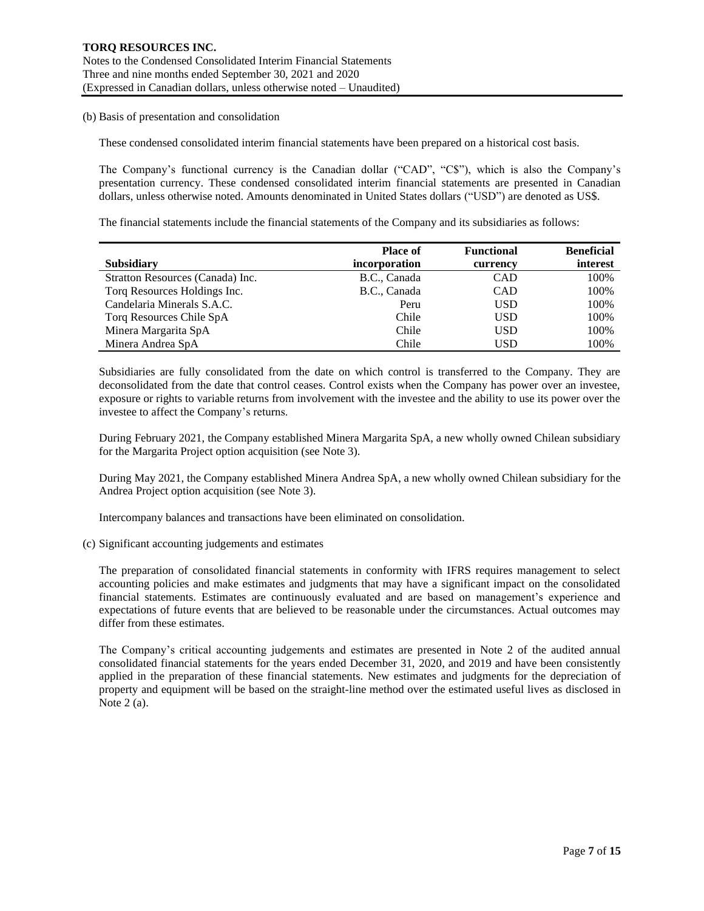(b) Basis of presentation and consolidation

These condensed consolidated interim financial statements have been prepared on a historical cost basis.

The Company's functional currency is the Canadian dollar ("CAD", "C$"), which is also the Company's presentation currency. These condensed consolidated interim financial statements are presented in Canadian dollars, unless otherwise noted. Amounts denominated in United States dollars ("USD") are denoted as US$.

The financial statements include the financial statements of the Company and its subsidiaries as follows:

| Subsidiary | Place of incorporation | Functional currency | Beneficial interest |
|---|---|---|---|
| Stratton Resources (Canada) Inc. | B.C., Canada | CAD | 100% |
| Torq Resources Holdings Inc. | B.C., Canada | CAD | 100% |
| Candelaria Minerals S.A.C. | Peru | USD | 100% |
| Torq Resources Chile SpA | Chile | USD | 100% |
| Minera Margarita SpA | Chile | USD | 100% |
| Minera Andrea SpA | Chile | USD | 100% |

Subsidiaries are fully consolidated from the date on which control is transferred to the Company. They are deconsolidated from the date that control ceases. Control exists when the Company has power over an investee, exposure or rights to variable returns from involvement with the investee and the ability to use its power over the investee to affect the Company's returns.

During February 2021, the Company established Minera Margarita SpA, a new wholly owned Chilean subsidiary for the Margarita Project option acquisition (see Note 3).

During May 2021, the Company established Minera Andrea SpA, a new wholly owned Chilean subsidiary for the Andrea Project option acquisition (see Note 3).

Intercompany balances and transactions have been eliminated on consolidation.

(c) Significant accounting judgements and estimates

The preparation of consolidated financial statements in conformity with IFRS requires management to select accounting policies and make estimates and judgments that may have a significant impact on the consolidated financial statements. Estimates are continuously evaluated and are based on management's experience and expectations of future events that are believed to be reasonable under the circumstances. Actual outcomes may differ from these estimates.

The Company's critical accounting judgements and estimates are presented in Note 2 of the audited annual consolidated financial statements for the years ended December 31, 2020, and 2019 and have been consistently applied in the preparation of these financial statements. New estimates and judgments for the depreciation of property and equipment will be based on the straight-line method over the estimated useful lives as disclosed in Note 2 (a).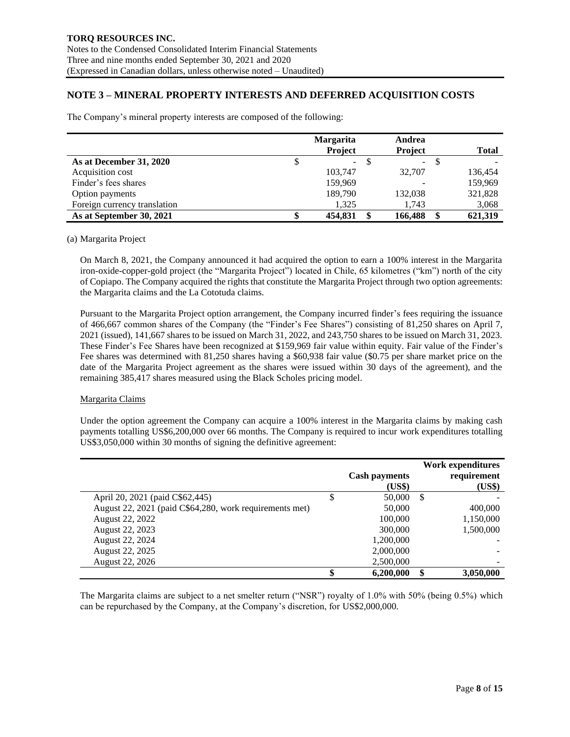## NOTE 3 – MINERAL PROPERTY INTERESTS AND DEFERRED ACQUISITION COSTS

The Company's mineral property interests are composed of the following:

| | Margarita Project | Andrea Project | Total |
|---|---|---|---|
| **As at December 31, 2020** | $ - | $ - | $ - |
| Acquisition cost | 103,747 | 32,707 | 136,454 |
| Finder's fees shares | 159,969 | - | 159,969 |
| Option payments | 189,790 | 132,038 | 321,828 |
| Foreign currency translation | 1,325 | 1,743 | 3,068 |
| **As at September 30, 2021** | **$ 454,831** | **$ 166,488** | **$ 621,319** |

(a) Margarita Project

On March 8, 2021, the Company announced it had acquired the option to earn a 100% interest in the Margarita iron-oxide-copper-gold project (the "Margarita Project") located in Chile, 65 kilometres ("km") north of the city of Copiapo. The Company acquired the rights that constitute the Margarita Project through two option agreements: the Margarita claims and the La Cototuda claims.

Pursuant to the Margarita Project option arrangement, the Company incurred finder's fees requiring the issuance of 466,667 common shares of the Company (the "Finder's Fee Shares") consisting of 81,250 shares on April 7, 2021 (issued), 141,667 shares to be issued on March 31, 2022, and 243,750 shares to be issued on March 31, 2023. These Finder's Fee Shares have been recognized at $159,969 fair value within equity. Fair value of the Finder's Fee shares was determined with 81,250 shares having a $60,938 fair value ($0.75 per share market price on the date of the Margarita Project agreement as the shares were issued within 30 days of the agreement), and the remaining 385,417 shares measured using the Black Scholes pricing model.

Margarita Claims

Under the option agreement the Company can acquire a 100% interest in the Margarita claims by making cash payments totalling US$6,200,000 over 66 months. The Company is required to incur work expenditures totalling US$3,050,000 within 30 months of signing the definitive agreement:

| | Cash payments (US$) | Work expenditures requirement (US$) |
|---|---|---|
| April 20, 2021 (paid C$62,445) | $ 50,000 | $ - |
| August 22, 2021 (paid C$64,280, work requirements met) | 50,000 | 400,000 |
| August 22, 2022 | 100,000 | 1,150,000 |
| August 22, 2023 | 300,000 | 1,500,000 |
| August 22, 2024 | 1,200,000 | - |
| August 22, 2025 | 2,000,000 | - |
| August 22, 2026 | 2,500,000 | - |
| | **$ 6,200,000** | **$ 3,050,000** |

The Margarita claims are subject to a net smelter return ("NSR") royalty of 1.0% with 50% (being 0.5%) which can be repurchased by the Company, at the Company's discretion, for US$2,000,000.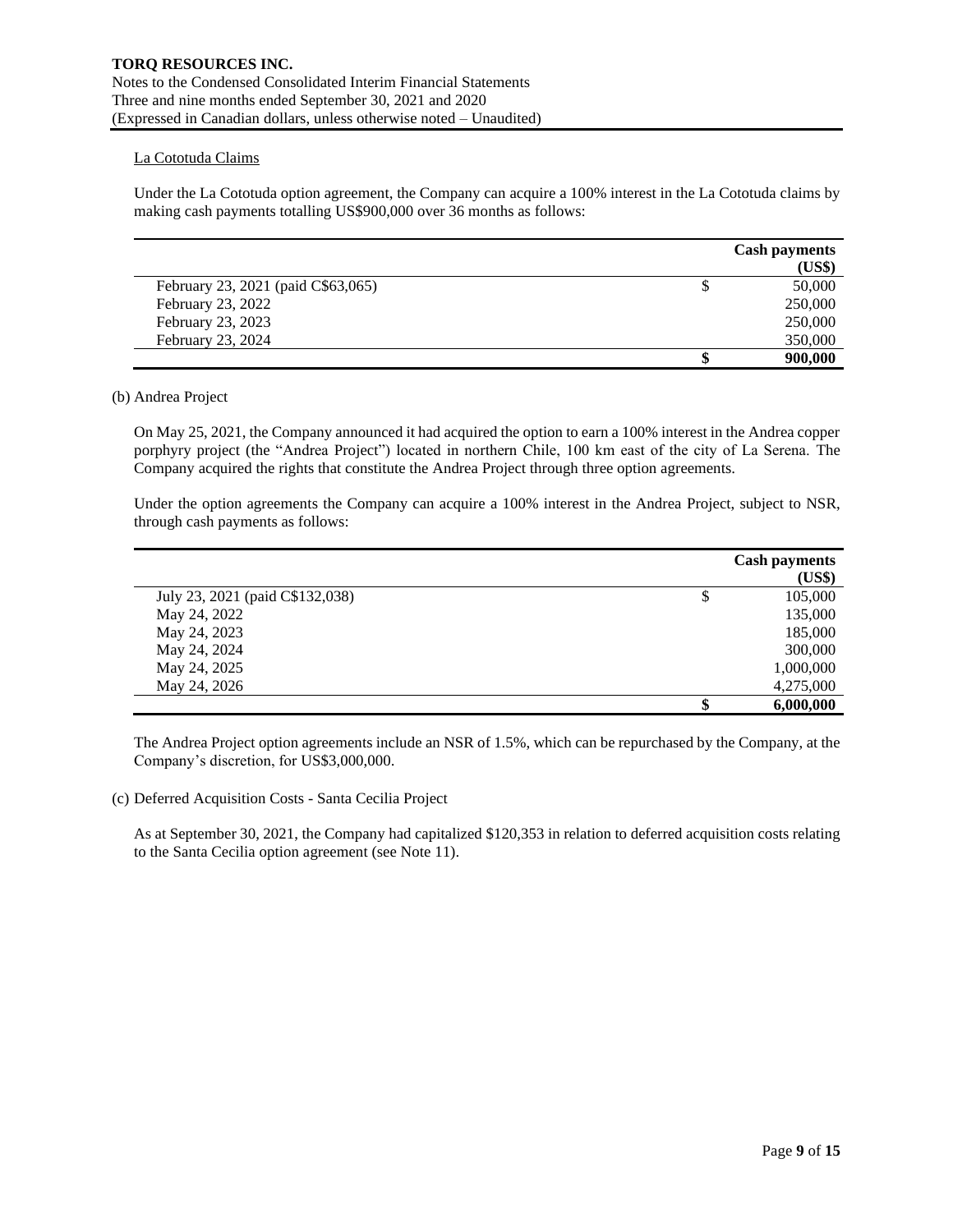La Cototuda Claims

Under the La Cototuda option agreement, the Company can acquire a 100% interest in the La Cototuda claims by making cash payments totalling US$900,000 over 36 months as follows:

| | | Cash payments (US$) |
|---|---|---|
| February 23, 2021 (paid C$63,065) | $ | 50,000 |
| February 23, 2022 | | 250,000 |
| February 23, 2023 | | 250,000 |
| February 23, 2024 | | 350,000 |
| | **$** | **900,000** |

(b) Andrea Project

On May 25, 2021, the Company announced it had acquired the option to earn a 100% interest in the Andrea copper porphyry project (the "Andrea Project") located in northern Chile, 100 km east of the city of La Serena. The Company acquired the rights that constitute the Andrea Project through three option agreements.

Under the option agreements the Company can acquire a 100% interest in the Andrea Project, subject to NSR, through cash payments as follows:

| | | Cash payments (US$) |
|---|---|---|
| July 23, 2021 (paid C$132,038) | $ | 105,000 |
| May 24, 2022 | | 135,000 |
| May 24, 2023 | | 185,000 |
| May 24, 2024 | | 300,000 |
| May 24, 2025 | | 1,000,000 |
| May 24, 2026 | | 4,275,000 |
| | **$** | **6,000,000** |

The Andrea Project option agreements include an NSR of 1.5%, which can be repurchased by the Company, at the Company's discretion, for US$3,000,000.

(c) Deferred Acquisition Costs - Santa Cecilia Project

As at September 30, 2021, the Company had capitalized $120,353 in relation to deferred acquisition costs relating to the Santa Cecilia option agreement (see Note 11).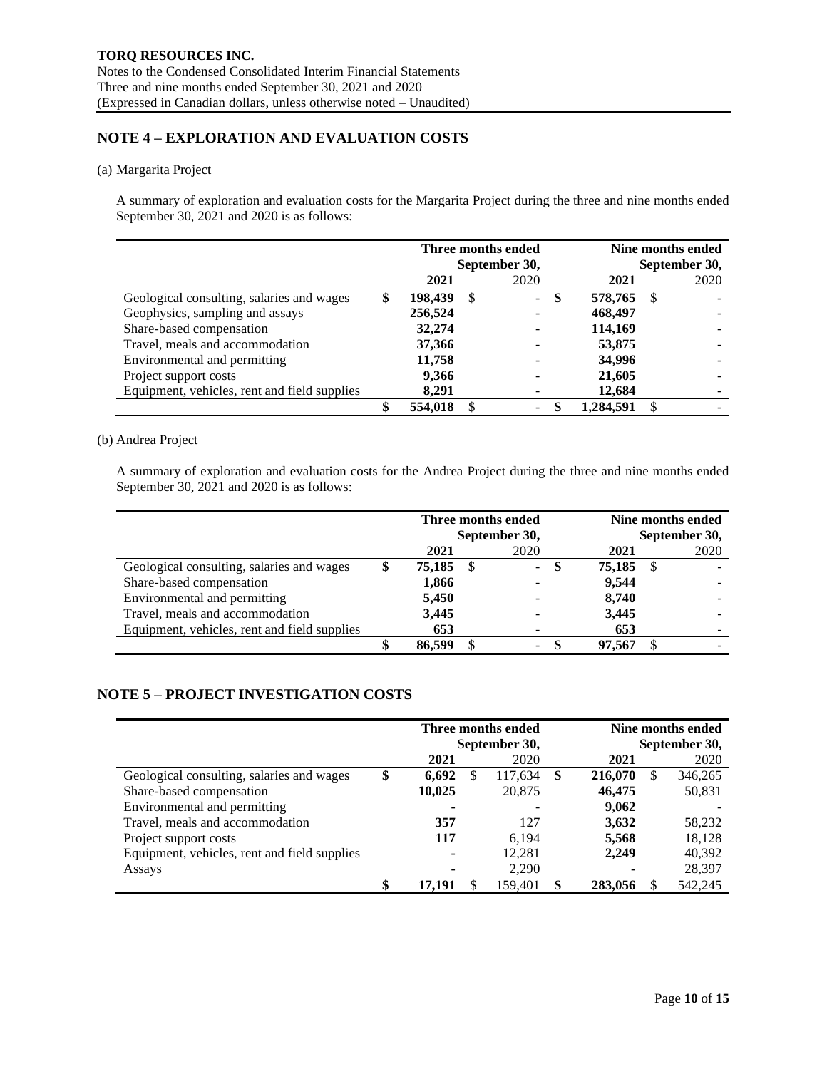## NOTE 4 – EXPLORATION AND EVALUATION COSTS

(a) Margarita Project

A summary of exploration and evaluation costs for the Margarita Project during the three and nine months ended September 30, 2021 and 2020 is as follows:

| | Three months ended September 30, | | Nine months ended September 30, | |
|---|---|---|---|---|
| | **2021** | 2020 | **2021** | 2020 |
| Geological consulting, salaries and wages | **$ 198,439** | $ - | **$ 578,765** | $ - |
| Geophysics, sampling and assays | **256,524** | - | **468,497** | - |
| Share-based compensation | **32,274** | - | **114,169** | - |
| Travel, meals and accommodation | **37,366** | - | **53,875** | - |
| Environmental and permitting | **11,758** | - | **34,996** | - |
| Project support costs | **9,366** | - | **21,605** | - |
| Equipment, vehicles, rent and field supplies | **8,291** | - | **12,684** | - |
| | **$ 554,018** | $ - | **$ 1,284,591** | $ - |

(b) Andrea Project

A summary of exploration and evaluation costs for the Andrea Project during the three and nine months ended September 30, 2021 and 2020 is as follows:

| | Three months ended September 30, | | Nine months ended September 30, | |
|---|---|---|---|---|
| | **2021** | 2020 | **2021** | 2020 |
| Geological consulting, salaries and wages | **$ 75,185** | $ - | **$ 75,185** | $ - |
| Share-based compensation | **1,866** | - | **9,544** | - |
| Environmental and permitting | **5,450** | - | **8,740** | - |
| Travel, meals and accommodation | **3,445** | - | **3,445** | - |
| Equipment, vehicles, rent and field supplies | **653** | - | **653** | - |
| | **$ 86,599** | $ - | **$ 97,567** | $ - |

## NOTE 5 – PROJECT INVESTIGATION COSTS

| | Three months ended September 30, | | Nine months ended September 30, | |
|---|---|---|---|---|
| | **2021** | 2020 | **2021** | 2020 |
| Geological consulting, salaries and wages | **$ 6,692** | $ 117,634 | **$ 216,070** | $ 346,265 |
| Share-based compensation | **10,025** | 20,875 | **46,475** | 50,831 |
| Environmental and permitting | **-** | - | **9,062** | - |
| Travel, meals and accommodation | **357** | 127 | **3,632** | 58,232 |
| Project support costs | **117** | 6,194 | **5,568** | 18,128 |
| Equipment, vehicles, rent and field supplies | **-** | 12,281 | **2,249** | 40,392 |
| Assays | **-** | 2,290 | **-** | 28,397 |
| | **$ 17,191** | $ 159,401 | **$ 283,056** | $ 542,245 |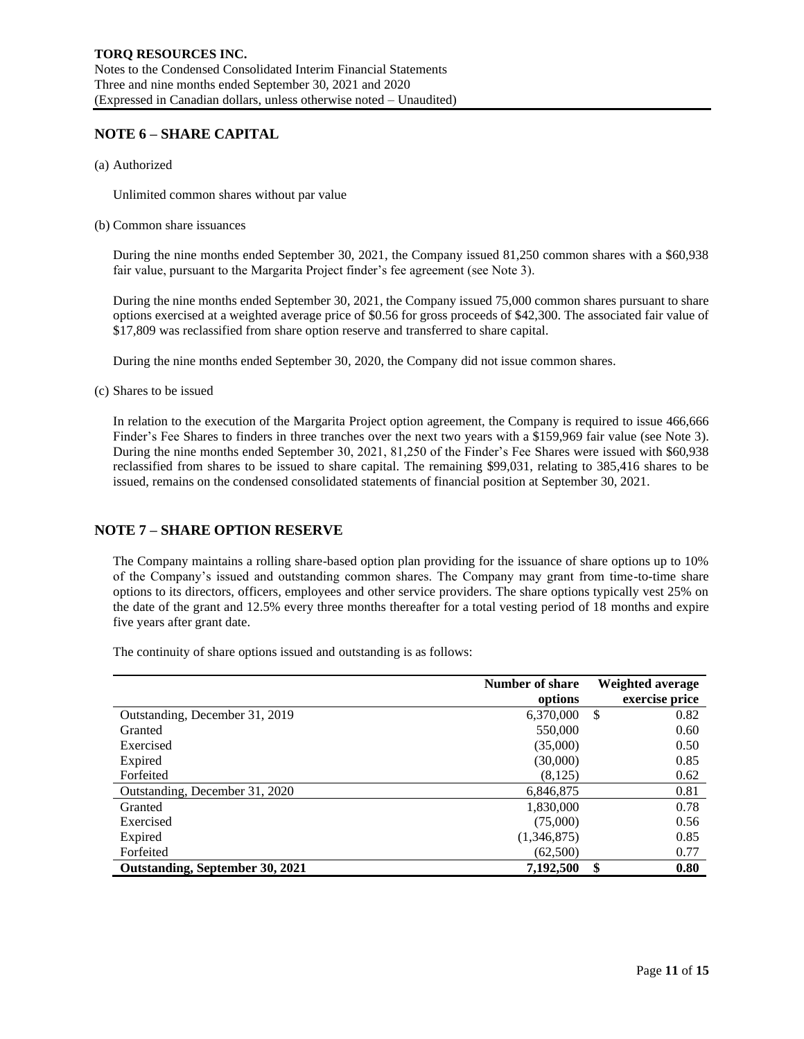## NOTE 6 – SHARE CAPITAL

(a) Authorized

Unlimited common shares without par value

(b) Common share issuances

During the nine months ended September 30, 2021, the Company issued 81,250 common shares with a $60,938 fair value, pursuant to the Margarita Project finder's fee agreement (see Note 3).

During the nine months ended September 30, 2021, the Company issued 75,000 common shares pursuant to share options exercised at a weighted average price of $0.56 for gross proceeds of $42,300. The associated fair value of $17,809 was reclassified from share option reserve and transferred to share capital.

During the nine months ended September 30, 2020, the Company did not issue common shares.

(c) Shares to be issued

In relation to the execution of the Margarita Project option agreement, the Company is required to issue 466,666 Finder's Fee Shares to finders in three tranches over the next two years with a $159,969 fair value (see Note 3). During the nine months ended September 30, 2021, 81,250 of the Finder's Fee Shares were issued with $60,938 reclassified from shares to be issued to share capital. The remaining $99,031, relating to 385,416 shares to be issued, remains on the condensed consolidated statements of financial position at September 30, 2021.

## NOTE 7 – SHARE OPTION RESERVE

The Company maintains a rolling share-based option plan providing for the issuance of share options up to 10% of the Company's issued and outstanding common shares. The Company may grant from time-to-time share options to its directors, officers, employees and other service providers. The share options typically vest 25% on the date of the grant and 12.5% every three months thereafter for a total vesting period of 18 months and expire five years after grant date.

The continuity of share options issued and outstanding is as follows:

| | Number of share options | Weighted average exercise price |
|---|---|---|
| Outstanding, December 31, 2019 | 6,370,000 | $ 0.82 |
| Granted | 550,000 | 0.60 |
| Exercised | (35,000) | 0.50 |
| Expired | (30,000) | 0.85 |
| Forfeited | (8,125) | 0.62 |
| Outstanding, December 31, 2020 | 6,846,875 | 0.81 |
| Granted | 1,830,000 | 0.78 |
| Exercised | (75,000) | 0.56 |
| Expired | (1,346,875) | 0.85 |
| Forfeited | (62,500) | 0.77 |
| **Outstanding, September 30, 2021** | **7,192,500** | **$ 0.80** |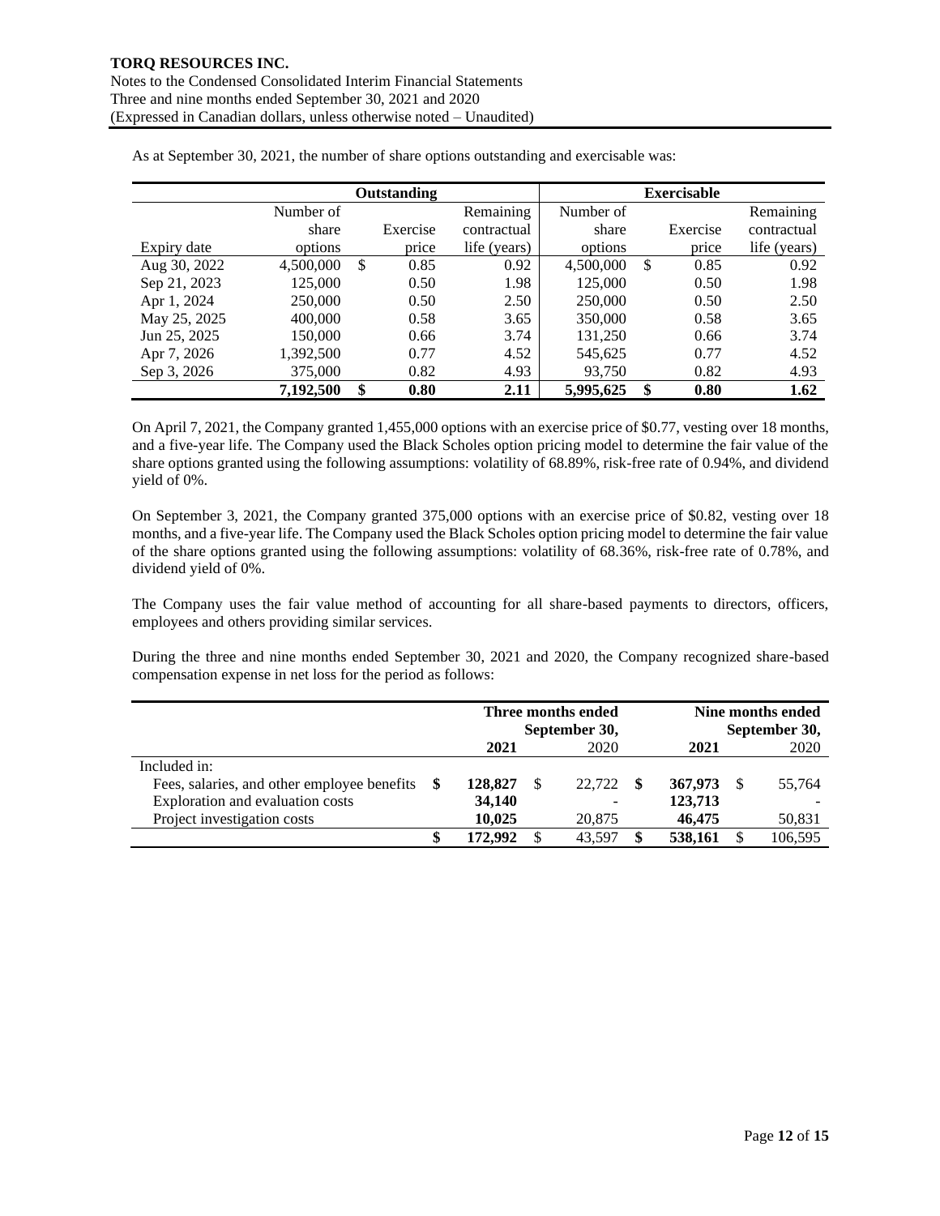As at September 30, 2021, the number of share options outstanding and exercisable was:

| | Outstanding | | | Exercisable | | |
|---|---|---|---|---|---|---|
| Expiry date | Number of share options | Exercise price | Remaining contractual life (years) | Number of share options | Exercise price | Remaining contractual life (years) |
| Aug 30, 2022 | 4,500,000 | $ 0.85 | 0.92 | 4,500,000 | $ 0.85 | 0.92 |
| Sep 21, 2023 | 125,000 | 0.50 | 1.98 | 125,000 | 0.50 | 1.98 |
| Apr 1, 2024 | 250,000 | 0.50 | 2.50 | 250,000 | 0.50 | 2.50 |
| May 25, 2025 | 400,000 | 0.58 | 3.65 | 350,000 | 0.58 | 3.65 |
| Jun 25, 2025 | 150,000 | 0.66 | 3.74 | 131,250 | 0.66 | 3.74 |
| Apr 7, 2026 | 1,392,500 | 0.77 | 4.52 | 545,625 | 0.77 | 4.52 |
| Sep 3, 2026 | 375,000 | 0.82 | 4.93 | 93,750 | 0.82 | 4.93 |
| | **7,192,500** | **$ 0.80** | **2.11** | **5,995,625** | **$ 0.80** | **1.62** |

On April 7, 2021, the Company granted 1,455,000 options with an exercise price of $0.77, vesting over 18 months, and a five-year life. The Company used the Black Scholes option pricing model to determine the fair value of the share options granted using the following assumptions: volatility of 68.89%, risk-free rate of 0.94%, and dividend yield of 0%.

On September 3, 2021, the Company granted 375,000 options with an exercise price of $0.82, vesting over 18 months, and a five-year life. The Company used the Black Scholes option pricing model to determine the fair value of the share options granted using the following assumptions: volatility of 68.36%, risk-free rate of 0.78%, and dividend yield of 0%.

The Company uses the fair value method of accounting for all share-based payments to directors, officers, employees and others providing similar services.

During the three and nine months ended September 30, 2021 and 2020, the Company recognized share-based compensation expense in net loss for the period as follows:

| | Three months ended September 30, | | Nine months ended September 30, | |
|---|---|---|---|---|
| | **2021** | 2020 | **2021** | 2020 |
| Included in: | | | | |
| Fees, salaries, and other employee benefits | **$ 128,827** | $ 22,722 | **$ 367,973** | $ 55,764 |
| Exploration and evaluation costs | **34,140** | - | **123,713** | - |
| Project investigation costs | **10,025** | 20,875 | **46,475** | 50,831 |
| | **$ 172,992** | $ 43,597 | **$ 538,161** | $ 106,595 |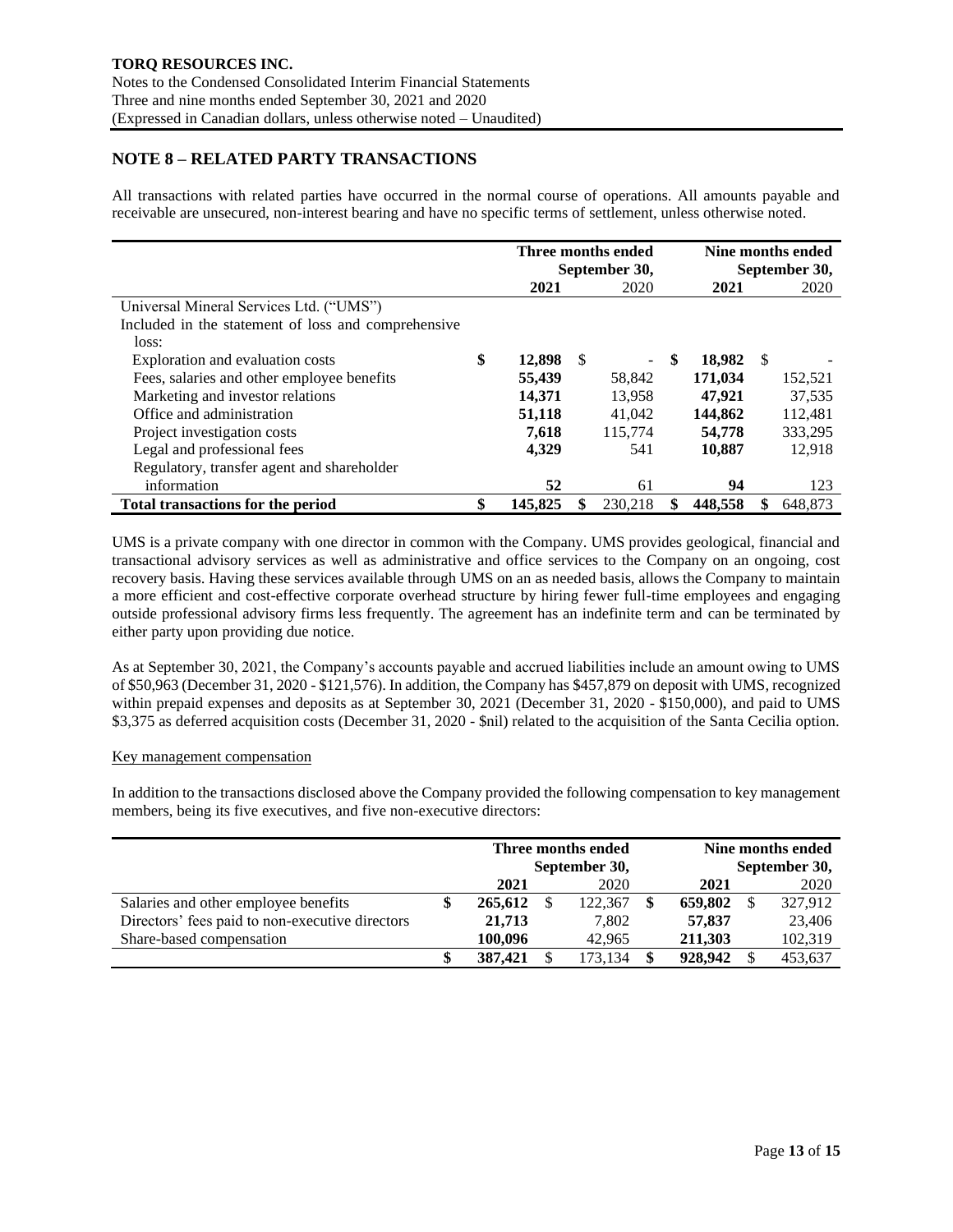## NOTE 8 – RELATED PARTY TRANSACTIONS

All transactions with related parties have occurred in the normal course of operations. All amounts payable and receivable are unsecured, non-interest bearing and have no specific terms of settlement, unless otherwise noted.

| | Three months ended September 30, | | Nine months ended September 30, | |
|---|---|---|---|---|
| | **2021** | 2020 | **2021** | 2020 |
| Universal Mineral Services Ltd. ("UMS") | | | | |
| Included in the statement of loss and comprehensive loss: | | | | |
| Exploration and evaluation costs | **$ 12,898** | $ - | **$ 18,982** | $ - |
| Fees, salaries and other employee benefits | **55,439** | 58,842 | **171,034** | 152,521 |
| Marketing and investor relations | **14,371** | 13,958 | **47,921** | 37,535 |
| Office and administration | **51,118** | 41,042 | **144,862** | 112,481 |
| Project investigation costs | **7,618** | 115,774 | **54,778** | 333,295 |
| Legal and professional fees | **4,329** | 541 | **10,887** | 12,918 |
| Regulatory, transfer agent and shareholder information | **52** | 61 | **94** | 123 |
| **Total transactions for the period** | **$ 145,825** | **$ 230,218** | **$ 448,558** | **$ 648,873** |

UMS is a private company with one director in common with the Company. UMS provides geological, financial and transactional advisory services as well as administrative and office services to the Company on an ongoing, cost recovery basis. Having these services available through UMS on an as needed basis, allows the Company to maintain a more efficient and cost-effective corporate overhead structure by hiring fewer full-time employees and engaging outside professional advisory firms less frequently. The agreement has an indefinite term and can be terminated by either party upon providing due notice.

As at September 30, 2021, the Company's accounts payable and accrued liabilities include an amount owing to UMS of $50,963 (December 31, 2020 - $121,576). In addition, the Company has $457,879 on deposit with UMS, recognized within prepaid expenses and deposits as at September 30, 2021 (December 31, 2020 - $150,000), and paid to UMS $3,375 as deferred acquisition costs (December 31, 2020 - $nil) related to the acquisition of the Santa Cecilia option.

### Key management compensation

In addition to the transactions disclosed above the Company provided the following compensation to key management members, being its five executives, and five non-executive directors:

| | Three months ended September 30, | | Nine months ended September 30, | |
|---|---|---|---|---|
| | **2021** | 2020 | **2021** | 2020 |
| Salaries and other employee benefits | **$ 265,612** | $ 122,367 | **$ 659,802** | $ 327,912 |
| Directors' fees paid to non-executive directors | **21,713** | 7,802 | **57,837** | 23,406 |
| Share-based compensation | **100,096** | 42,965 | **211,303** | 102,319 |
| | **$ 387,421** | $ 173,134 | **$ 928,942** | $ 453,637 |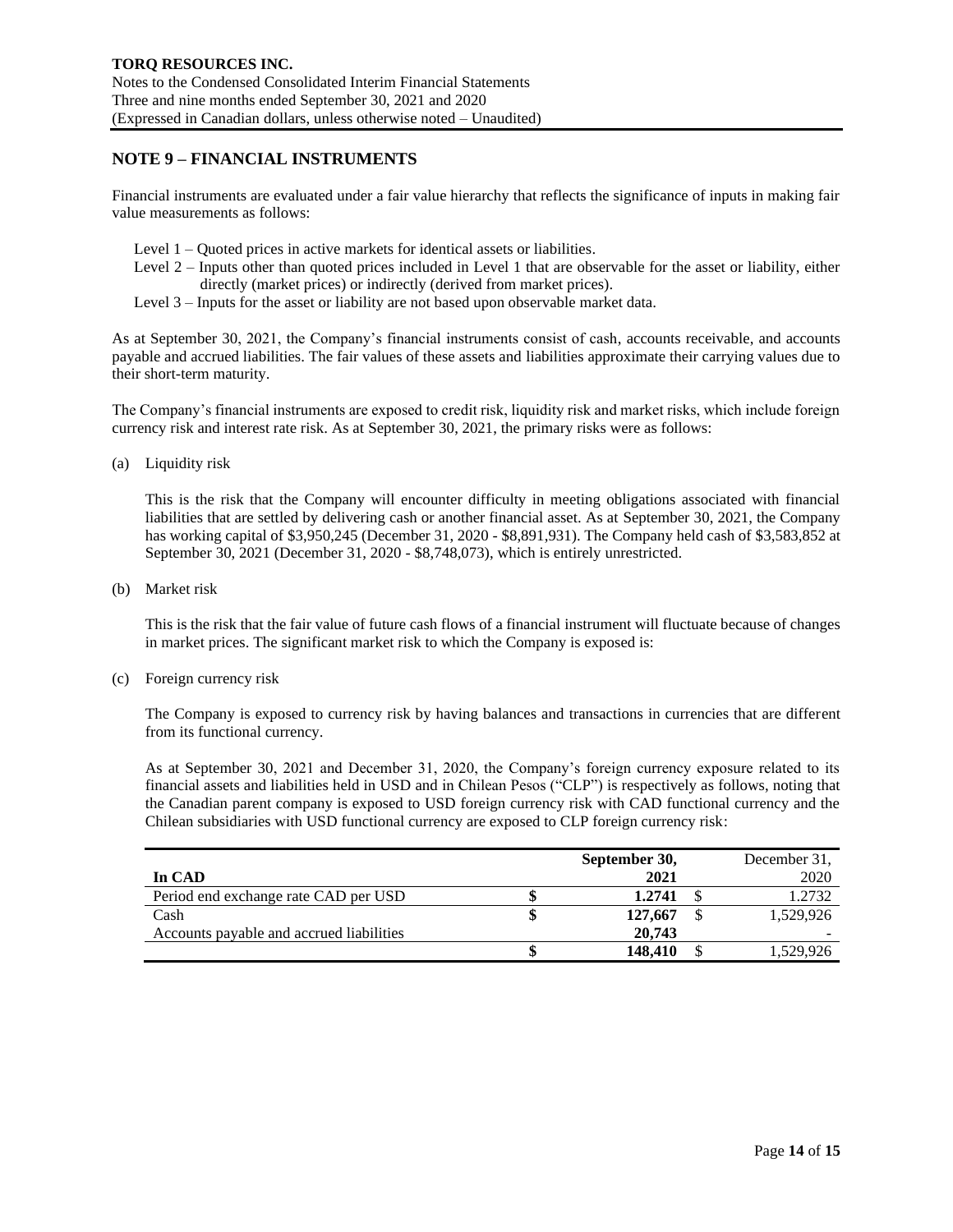## NOTE 9 – FINANCIAL INSTRUMENTS

Financial instruments are evaluated under a fair value hierarchy that reflects the significance of inputs in making fair value measurements as follows:

- Level 1 – Quoted prices in active markets for identical assets or liabilities.
- Level 2 – Inputs other than quoted prices included in Level 1 that are observable for the asset or liability, either directly (market prices) or indirectly (derived from market prices).
- Level 3 – Inputs for the asset or liability are not based upon observable market data.

As at September 30, 2021, the Company's financial instruments consist of cash, accounts receivable, and accounts payable and accrued liabilities. The fair values of these assets and liabilities approximate their carrying values due to their short-term maturity.

The Company's financial instruments are exposed to credit risk, liquidity risk and market risks, which include foreign currency risk and interest rate risk. As at September 30, 2021, the primary risks were as follows:

(a) Liquidity risk

This is the risk that the Company will encounter difficulty in meeting obligations associated with financial liabilities that are settled by delivering cash or another financial asset. As at September 30, 2021, the Company has working capital of $3,950,245 (December 31, 2020 - $8,891,931). The Company held cash of $3,583,852 at September 30, 2021 (December 31, 2020 - $8,748,073), which is entirely unrestricted.

(b) Market risk

This is the risk that the fair value of future cash flows of a financial instrument will fluctuate because of changes in market prices. The significant market risk to which the Company is exposed is:

(c) Foreign currency risk

The Company is exposed to currency risk by having balances and transactions in currencies that are different from its functional currency.

As at September 30, 2021 and December 31, 2020, the Company's foreign currency exposure related to its financial assets and liabilities held in USD and in Chilean Pesos ("CLP") is respectively as follows, noting that the Canadian parent company is exposed to USD foreign currency risk with CAD functional currency and the Chilean subsidiaries with USD functional currency are exposed to CLP foreign currency risk:

| In CAD | September 30, 2021 | December 31, 2020 |
|---|---|---|
| Period end exchange rate CAD per USD | $ **1.2741** | $ 1.2732 |
| Cash | $ **127,667** | $ 1,529,926 |
| Accounts payable and accrued liabilities | **20,743** | - |
| | $ **148,410** | $ 1,529,926 |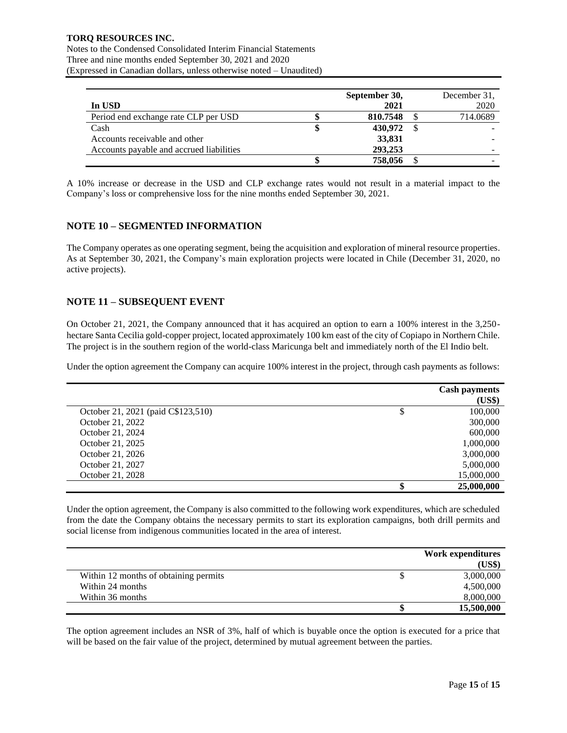| In USD | September 30, 2021 | December 31, 2020 |
|---|---|---|
| Period end exchange rate CLP per USD | $ 810.7548 | $ 714.0689 |
| Cash | $ 430,972 | $ - |
| Accounts receivable and other | 33,831 | - |
| Accounts payable and accrued liabilities | 293,253 | - |
| | $ 758,056 | $ - |

A 10% increase or decrease in the USD and CLP exchange rates would not result in a material impact to the Company's loss or comprehensive loss for the nine months ended September 30, 2021.

## NOTE 10 – SEGMENTED INFORMATION

The Company operates as one operating segment, being the acquisition and exploration of mineral resource properties. As at September 30, 2021, the Company's main exploration projects were located in Chile (December 31, 2020, no active projects).

## NOTE 11 – SUBSEQUENT EVENT

On October 21, 2021, the Company announced that it has acquired an option to earn a 100% interest in the 3,250-hectare Santa Cecilia gold-copper project, located approximately 100 km east of the city of Copiapo in Northern Chile. The project is in the southern region of the world-class Maricunga belt and immediately north of the El Indio belt.

Under the option agreement the Company can acquire 100% interest in the project, through cash payments as follows:

| | Cash payments (US$) |
|---|---|
| October 21, 2021 (paid C$123,510) | $ 100,000 |
| October 21, 2022 | 300,000 |
| October 21, 2024 | 600,000 |
| October 21, 2025 | 1,000,000 |
| October 21, 2026 | 3,000,000 |
| October 21, 2027 | 5,000,000 |
| October 21, 2028 | 15,000,000 |
| | $ 25,000,000 |

Under the option agreement, the Company is also committed to the following work expenditures, which are scheduled from the date the Company obtains the necessary permits to start its exploration campaigns, both drill permits and social license from indigenous communities located in the area of interest.

| | Work expenditures (US$) |
|---|---|
| Within 12 months of obtaining permits | $ 3,000,000 |
| Within 24 months | 4,500,000 |
| Within 36 months | 8,000,000 |
| | $ 15,500,000 |

The option agreement includes an NSR of 3%, half of which is buyable once the option is executed for a price that will be based on the fair value of the project, determined by mutual agreement between the parties.